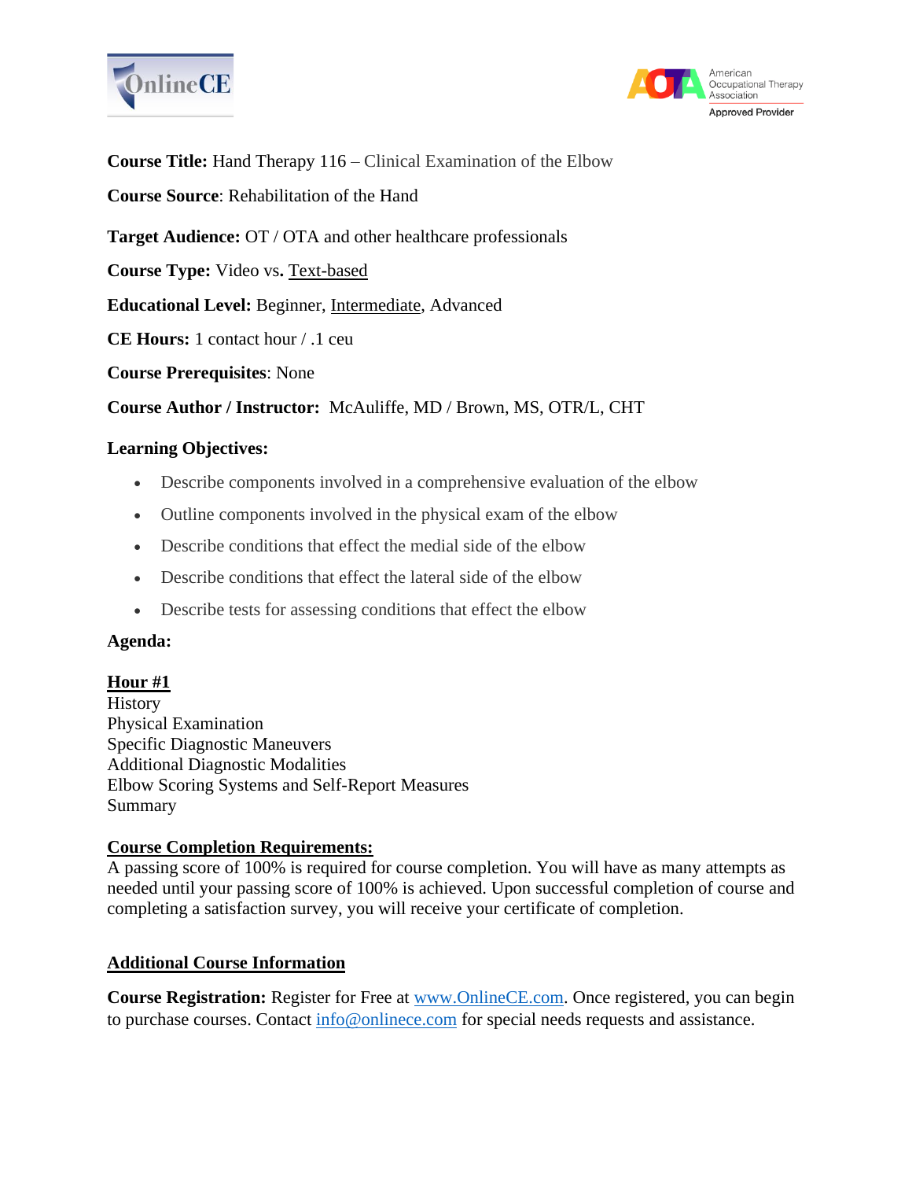**Course Title:** Hand Therapy 116 – Clinical Examination of the Elbow

**Course Source**: Rehabilitation of the Hand

**Target Audience:** OT / OTA and other healthcare professionals

**Course Type:** Video vs. <u>Text-based</u>

**Educational Level:** Beginner, <u>Intermediate</u>, Advanced

**CE Hours:** 1 contact hour / .1 ceu

**Course Prerequisites**: None

**Course Author / Instructor:** McAuliffe, MD / Brown, MS, OTR/L, CHT

**Learning Objectives:**

- Describe components involved in a comprehensive evaluation of the elbow
- Outline components involved in the physical exam of the elbow
- Describe conditions that effect the medial side of the elbow
- Describe conditions that effect the lateral side of the elbow
- Describe tests for assessing conditions that effect the elbow

**Agenda:**

**<u>Hour #1</u>**
History
Physical Examination
Specific Diagnostic Maneuvers
Additional Diagnostic Modalities
Elbow Scoring Systems and Self-Report Measures
Summary

**<u>Course Completion Requirements:</u>**
A passing score of 100% is required for course completion. You will have as many attempts as needed until your passing score of 100% is achieved. Upon successful completion of course and completing a satisfaction survey, you will receive your certificate of completion.

**<u>Additional Course Information</u>**

**Course Registration:** Register for Free at www.OnlineCE.com. Once registered, you can begin to purchase courses. Contact info@onlinece.com for special needs requests and assistance.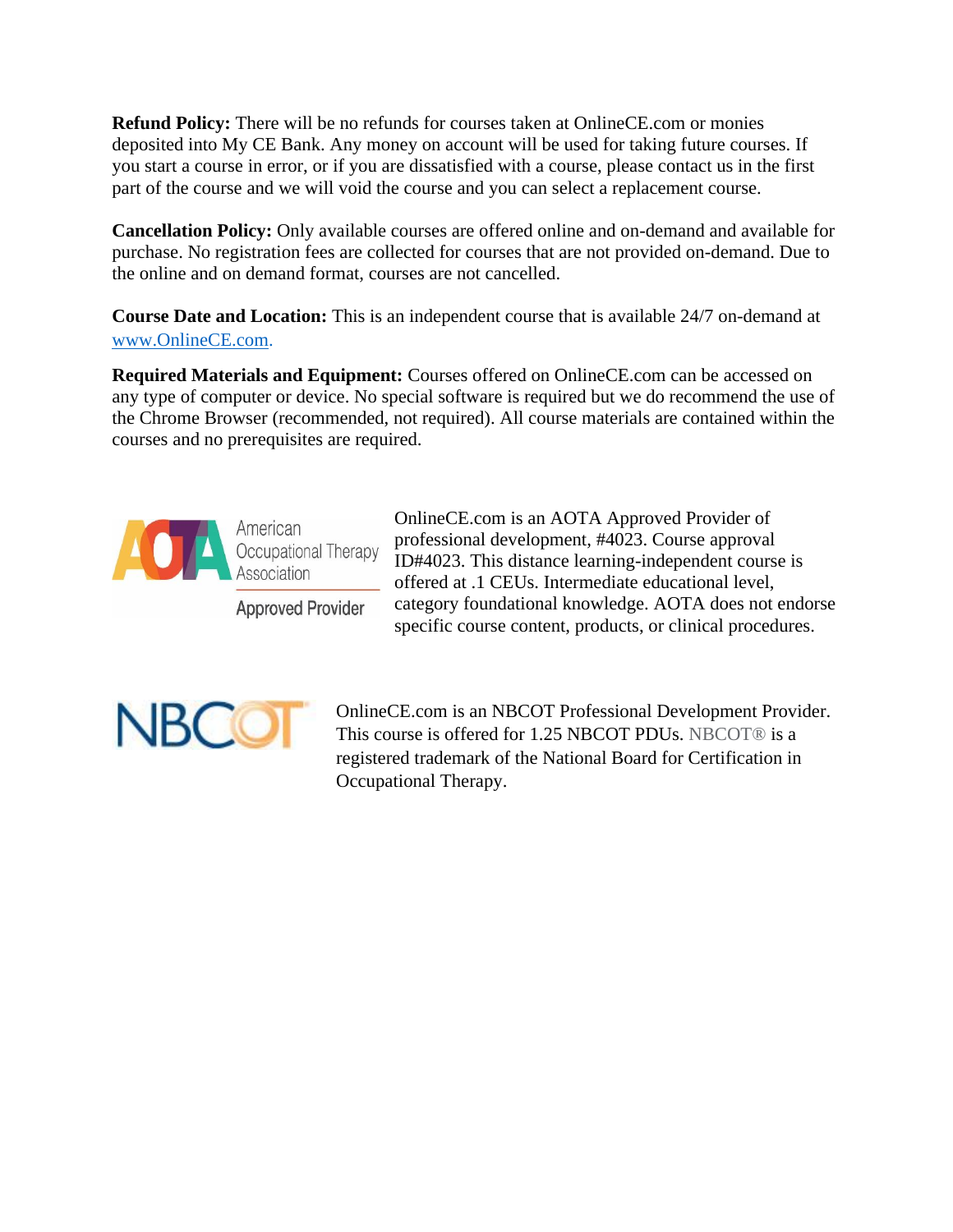**Refund Policy:** There will be no refunds for courses taken at OnlineCE.com or monies deposited into My CE Bank. Any money on account will be used for taking future courses. If you start a course in error, or if you are dissatisfied with a course, please contact us in the first part of the course and we will void the course and you can select a replacement course.

**Cancellation Policy:** Only available courses are offered online and on-demand and available for purchase. No registration fees are collected for courses that are not provided on-demand. Due to the online and on demand format, courses are not cancelled.

**Course Date and Location:** This is an independent course that is available 24/7 on-demand at www.OnlineCE.com.

**Required Materials and Equipment:** Courses offered on OnlineCE.com can be accessed on any type of computer or device. No special software is required but we do recommend the use of the Chrome Browser (recommended, not required). All course materials are contained within the courses and no prerequisites are required.

AOTA American Occupational Therapy Association Approved Provider

OnlineCE.com is an AOTA Approved Provider of professional development, #4023. Course approval ID#4023. This distance learning-independent course is offered at .1 CEUs. Intermediate educational level, category foundational knowledge. AOTA does not endorse specific course content, products, or clinical procedures.

NBCOT

OnlineCE.com is an NBCOT Professional Development Provider. This course is offered for 1.25 NBCOT PDUs. NBCOT® is a registered trademark of the National Board for Certification in Occupational Therapy.